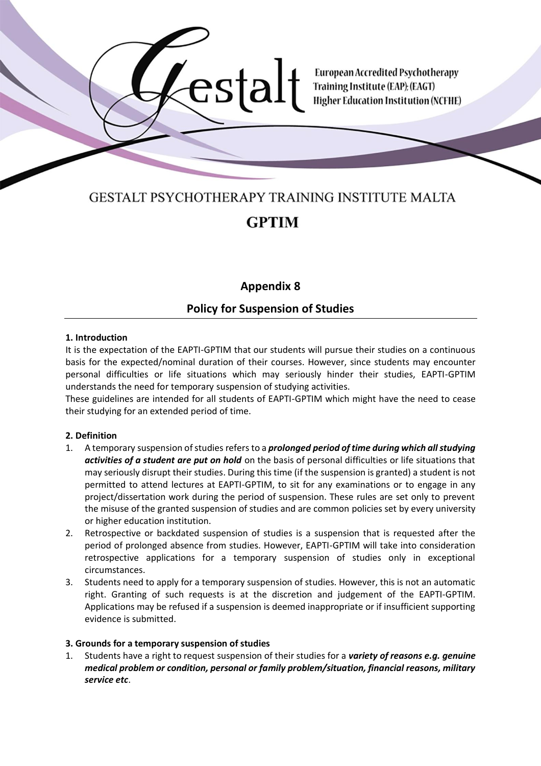Gestalt

European Accredited Psychotherapy Training Institute (EAP); (EAGT)
Higher Education Institution (NCFHE)

# GESTALT PSYCHOTHERAPY TRAINING INSTITUTE MALTA

# GPTIM

## Appendix 8

## Policy for Suspension of Studies

**1. Introduction**

It is the expectation of the EAPTI-GPTIM that our students will pursue their studies on a continuous basis for the expected/nominal duration of their courses. However, since students may encounter personal difficulties or life situations which may seriously hinder their studies, EAPTI-GPTIM understands the need for temporary suspension of studying activities.

These guidelines are intended for all students of EAPTI-GPTIM which might have the need to cease their studying for an extended period of time.

**2. Definition**

1. A temporary suspension of studies refers to a ***prolonged period of time during which all studying activities of a student are put on hold*** on the basis of personal difficulties or life situations that may seriously disrupt their studies. During this time (if the suspension is granted) a student is not permitted to attend lectures at EAPTI-GPTIM, to sit for any examinations or to engage in any project/dissertation work during the period of suspension. These rules are set only to prevent the misuse of the granted suspension of studies and are common policies set by every university or higher education institution.
2. Retrospective or backdated suspension of studies is a suspension that is requested after the period of prolonged absence from studies. However, EAPTI-GPTIM will take into consideration retrospective applications for a temporary suspension of studies only in exceptional circumstances.
3. Students need to apply for a temporary suspension of studies. However, this is not an automatic right. Granting of such requests is at the discretion and judgement of the EAPTI-GPTIM. Applications may be refused if a suspension is deemed inappropriate or if insufficient supporting evidence is submitted.

**3. Grounds for a temporary suspension of studies**

1. Students have a right to request suspension of their studies for a ***variety of reasons e.g. genuine medical problem or condition, personal or family problem/situation, financial reasons, military service etc***.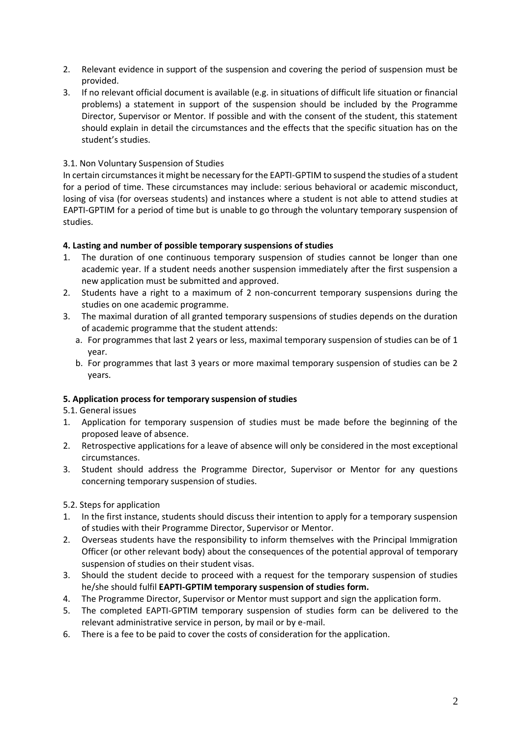2. Relevant evidence in support of the suspension and covering the period of suspension must be provided.
3. If no relevant official document is available (e.g. in situations of difficult life situation or financial problems) a statement in support of the suspension should be included by the Programme Director, Supervisor or Mentor. If possible and with the consent of the student, this statement should explain in detail the circumstances and the effects that the specific situation has on the student's studies.

3.1. Non Voluntary Suspension of Studies

In certain circumstances it might be necessary for the EAPTI-GPTIM to suspend the studies of a student for a period of time. These circumstances may include: serious behavioral or academic misconduct, losing of visa (for overseas students) and instances where a student is not able to attend studies at EAPTI-GPTIM for a period of time but is unable to go through the voluntary temporary suspension of studies.

**4. Lasting and number of possible temporary suspensions of studies**

1. The duration of one continuous temporary suspension of studies cannot be longer than one academic year. If a student needs another suspension immediately after the first suspension a new application must be submitted and approved.
2. Students have a right to a maximum of 2 non-concurrent temporary suspensions during the studies on one academic programme.
3. The maximal duration of all granted temporary suspensions of studies depends on the duration of academic programme that the student attends:
   a. For programmes that last 2 years or less, maximal temporary suspension of studies can be of 1 year.
   b. For programmes that last 3 years or more maximal temporary suspension of studies can be 2 years.

**5. Application process for temporary suspension of studies**

5.1. General issues

1. Application for temporary suspension of studies must be made before the beginning of the proposed leave of absence.
2. Retrospective applications for a leave of absence will only be considered in the most exceptional circumstances.
3. Student should address the Programme Director, Supervisor or Mentor for any questions concerning temporary suspension of studies.

5.2. Steps for application

1. In the first instance, students should discuss their intention to apply for a temporary suspension of studies with their Programme Director, Supervisor or Mentor.
2. Overseas students have the responsibility to inform themselves with the Principal Immigration Officer (or other relevant body) about the consequences of the potential approval of temporary suspension of studies on their student visas.
3. Should the student decide to proceed with a request for the temporary suspension of studies he/she should fulfil **EAPTI-GPTIM temporary suspension of studies form.**
4. The Programme Director, Supervisor or Mentor must support and sign the application form.
5. The completed EAPTI-GPTIM temporary suspension of studies form can be delivered to the relevant administrative service in person, by mail or by e-mail.
6. There is a fee to be paid to cover the costs of consideration for the application.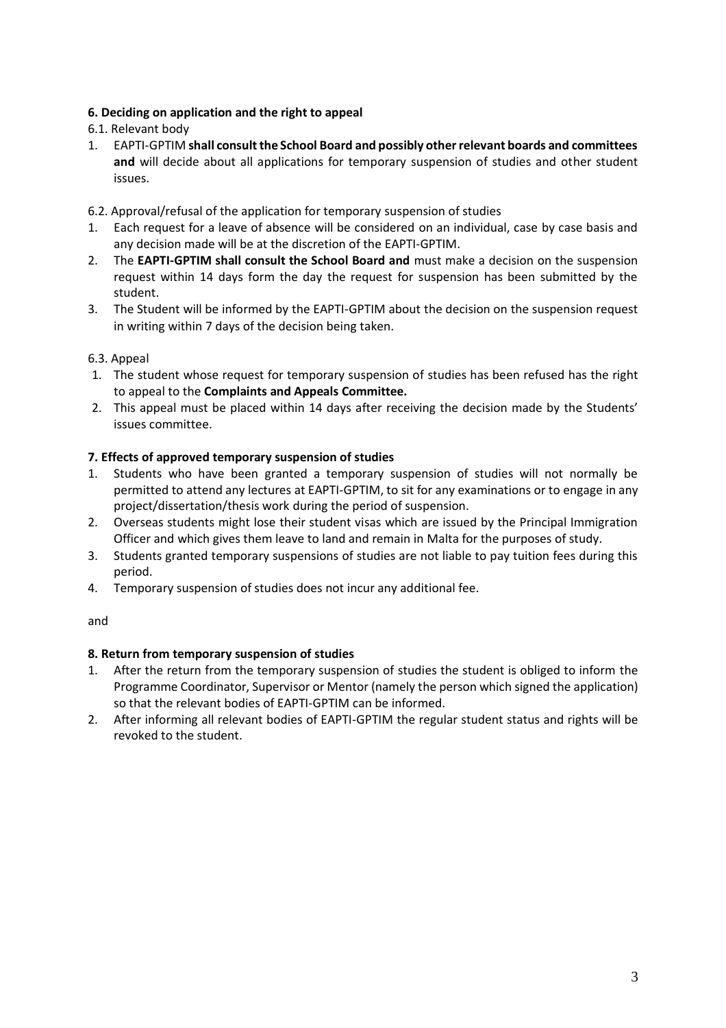### 6. Deciding on application and the right to appeal

6.1. Relevant body

1. EAPTI-GPTIM **shall consult the School Board and possibly other relevant boards and committees and** will decide about all applications for temporary suspension of studies and other student issues.

6.2. Approval/refusal of the application for temporary suspension of studies

1. Each request for a leave of absence will be considered on an individual, case by case basis and any decision made will be at the discretion of the EAPTI-GPTIM.
2. The **EAPTI-GPTIM shall consult the School Board and** must make a decision on the suspension request within 14 days form the day the request for suspension has been submitted by the student.
3. The Student will be informed by the EAPTI-GPTIM about the decision on the suspension request in writing within 7 days of the decision being taken.

6.3. Appeal

1. The student whose request for temporary suspension of studies has been refused has the right to appeal to the **Complaints and Appeals Committee.**
2. This appeal must be placed within 14 days after receiving the decision made by the Students' issues committee.

### 7. Effects of approved temporary suspension of studies

1. Students who have been granted a temporary suspension of studies will not normally be permitted to attend any lectures at EAPTI-GPTIM, to sit for any examinations or to engage in any project/dissertation/thesis work during the period of suspension.
2. Overseas students might lose their student visas which are issued by the Principal Immigration Officer and which gives them leave to land and remain in Malta for the purposes of study.
3. Students granted temporary suspensions of studies are not liable to pay tuition fees during this period.
4. Temporary suspension of studies does not incur any additional fee.

and

### 8. Return from temporary suspension of studies

1. After the return from the temporary suspension of studies the student is obliged to inform the Programme Coordinator, Supervisor or Mentor (namely the person which signed the application) so that the relevant bodies of EAPTI-GPTIM can be informed.
2. After informing all relevant bodies of EAPTI-GPTIM the regular student status and rights will be revoked to the student.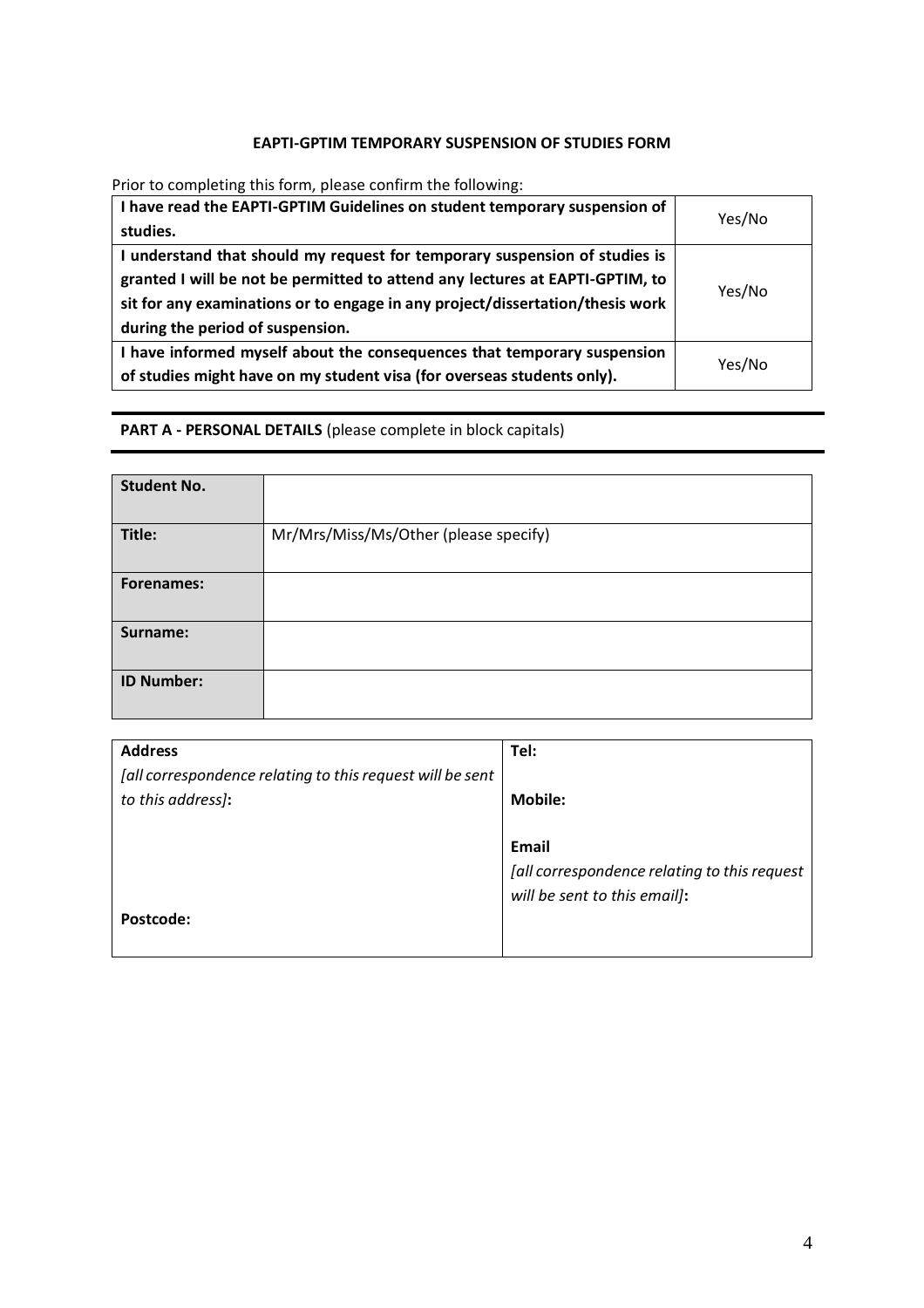**EAPTI-GPTIM TEMPORARY SUSPENSION OF STUDIES FORM**

Prior to completing this form, please confirm the following:

| | |
|---|---|
| **I have read the EAPTI-GPTIM Guidelines on student temporary suspension of studies.** | Yes/No |
| **I understand that should my request for temporary suspension of studies is granted I will be not be permitted to attend any lectures at EAPTI-GPTIM, to sit for any examinations or to engage in any project/dissertation/thesis work during the period of suspension.** | Yes/No |
| **I have informed myself about the consequences that temporary suspension of studies might have on my student visa (for overseas students only).** | Yes/No |

**PART A - PERSONAL DETAILS** (please complete in block capitals)

| | |
|---|---|
| **Student No.** | |
| **Title:** | Mr/Mrs/Miss/Ms/Other (please specify) |
| **Forenames:** | |
| **Surname:** | |
| **ID Number:** | |

| | |
|---|---|
| **Address** *[all correspondence relating to this request will be sent to this address]***:** | **Tel:** |
| | **Mobile:** |
| | **Email** *[all correspondence relating to this request will be sent to this email]***:** |
| **Postcode:** | |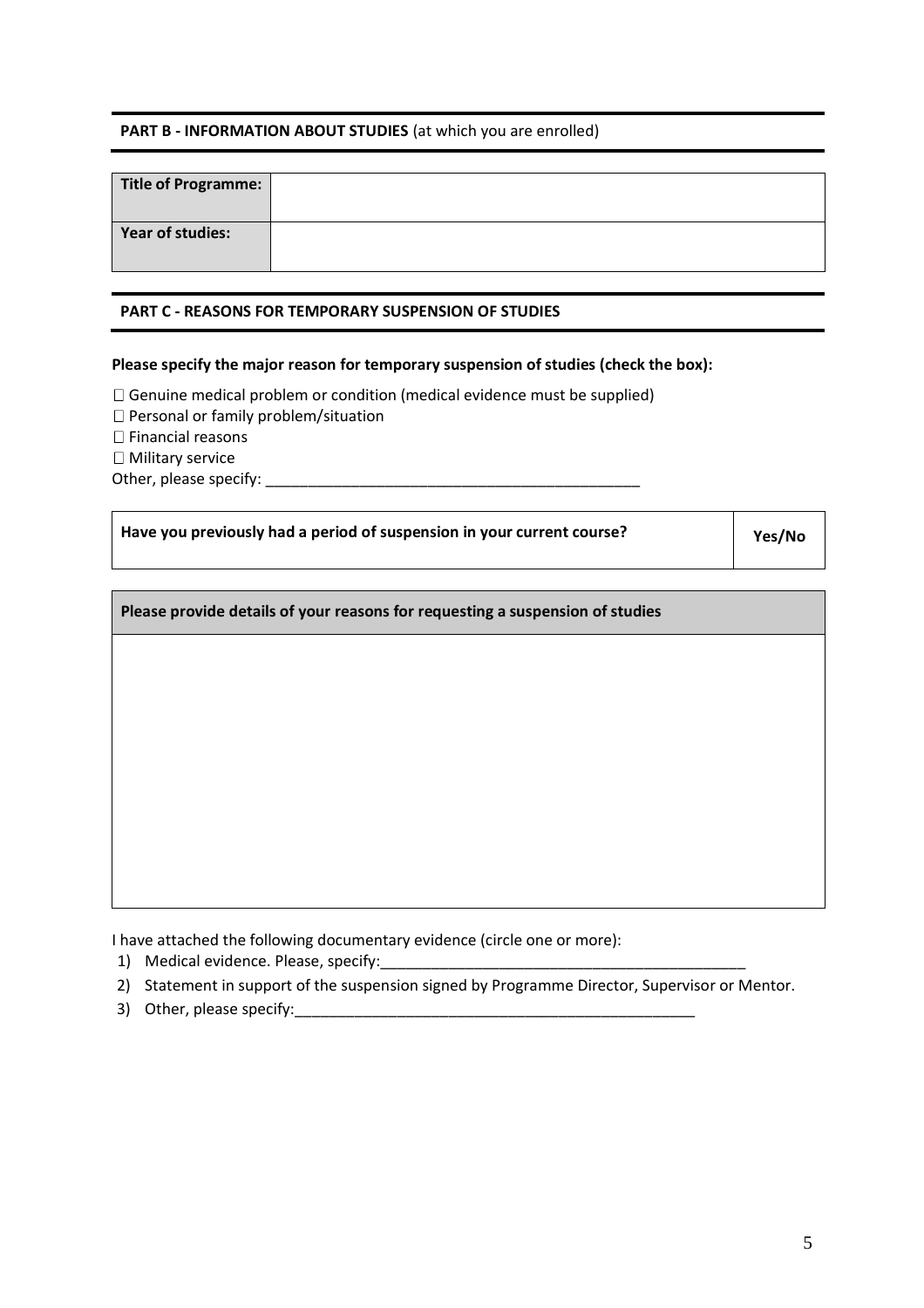**PART B - INFORMATION ABOUT STUDIES** (at which you are enrolled)

| **Title of Programme:** | |
|---|---|
| **Year of studies:** | |

**PART C - REASONS FOR TEMPORARY SUSPENSION OF STUDIES**

**Please specify the major reason for temporary suspension of studies (check the box):**

☐ Genuine medical problem or condition (medical evidence must be supplied)
☐ Personal or family problem/situation
☐ Financial reasons
☐ Military service
Other, please specify: ______________________________________________

| **Have you previously had a period of suspension in your current course?** | **Yes/No** |
|---|---|

| **Please provide details of your reasons for requesting a suspension of studies** |
|---|
| |

I have attached the following documentary evidence (circle one or more):

1) Medical evidence. Please, specify:____________________________________________
2) Statement in support of the suspension signed by Programme Director, Supervisor or Mentor.
3) Other, please specify:__________________________________________________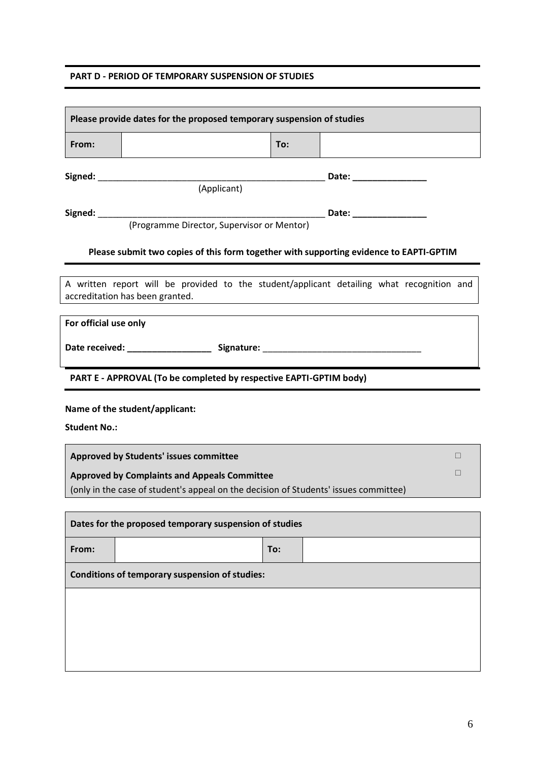**PART D - PERIOD OF TEMPORARY SUSPENSION OF STUDIES**

| Please provide dates for the proposed temporary suspension of studies | | | |
|---|---|---|---|
| **From:** | | **To:** | |

**Signed:** _______________________________________________ **Date:** _______________

(Applicant)

**Signed:** _______________________________________________ **Date:** _______________

(Programme Director, Supervisor or Mentor)

**Please submit two copies of this form together with supporting evidence to EAPTI-GPTIM**

A written report will be provided to the student/applicant detailing what recognition and accreditation has been granted.

**For official use only**

**Date received:** _________________ **Signature:** ________________________________

**PART E - APPROVAL (To be completed by respective EAPTI-GPTIM body)**

**Name of the student/applicant:**

**Student No.:**

| | |
|---|---|
| **Approved by Students' issues committee** | □ |
| **Approved by Complaints and Appeals Committee** (only in the case of student's appeal on the decision of Students' issues committee) | □ |

| Dates for the proposed temporary suspension of studies | | | |
|---|---|---|---|
| **From:** | | **To:** | |
| **Conditions of temporary suspension of studies:** | | | |
| | | | |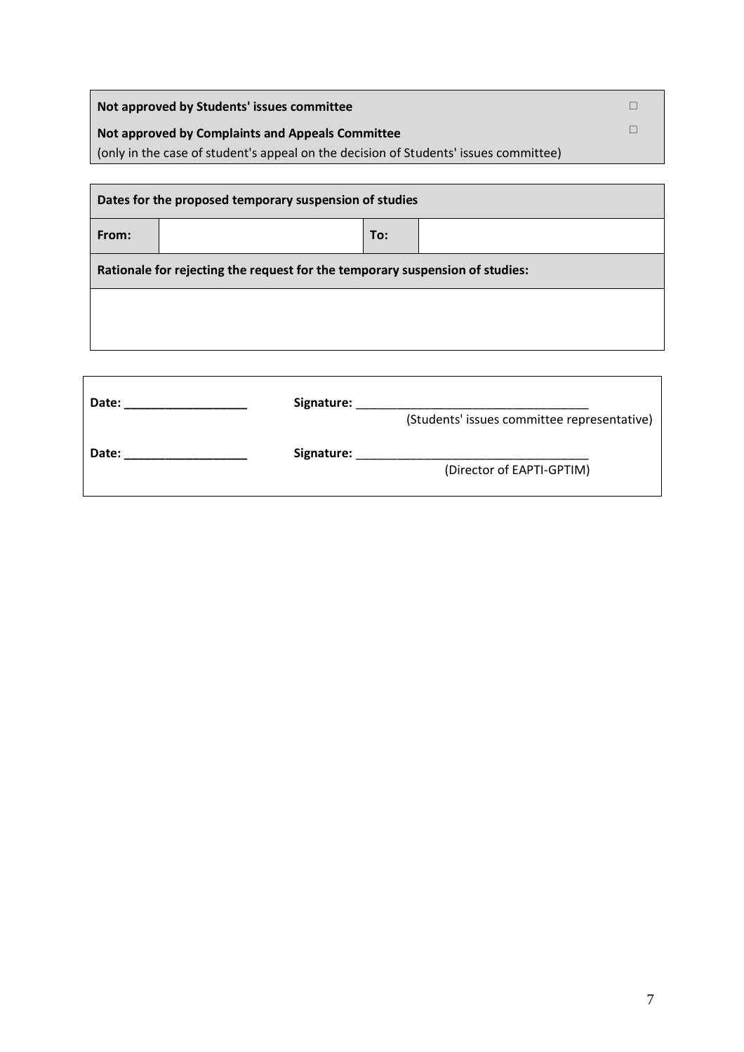| | |
|---|---|
| **Not approved by Students' issues committee** | ☐ |
| **Not approved by Complaints and Appeals Committee**<br>(only in the case of student's appeal on the decision of Students' issues committee) | ☐ |

| | | | |
|---|---|---|---|
| **Dates for the proposed temporary suspension of studies** | | | |
| **From:** | | **To:** | |
| **Rationale for rejecting the request for the temporary suspension of studies:** | | | |
| | | | |

**Date:** ___________________ **Signature:** ___________________________________
(Students' issues committee representative)

**Date:** ___________________ **Signature:** ___________________________________
(Director of EAPTI-GPTIM)